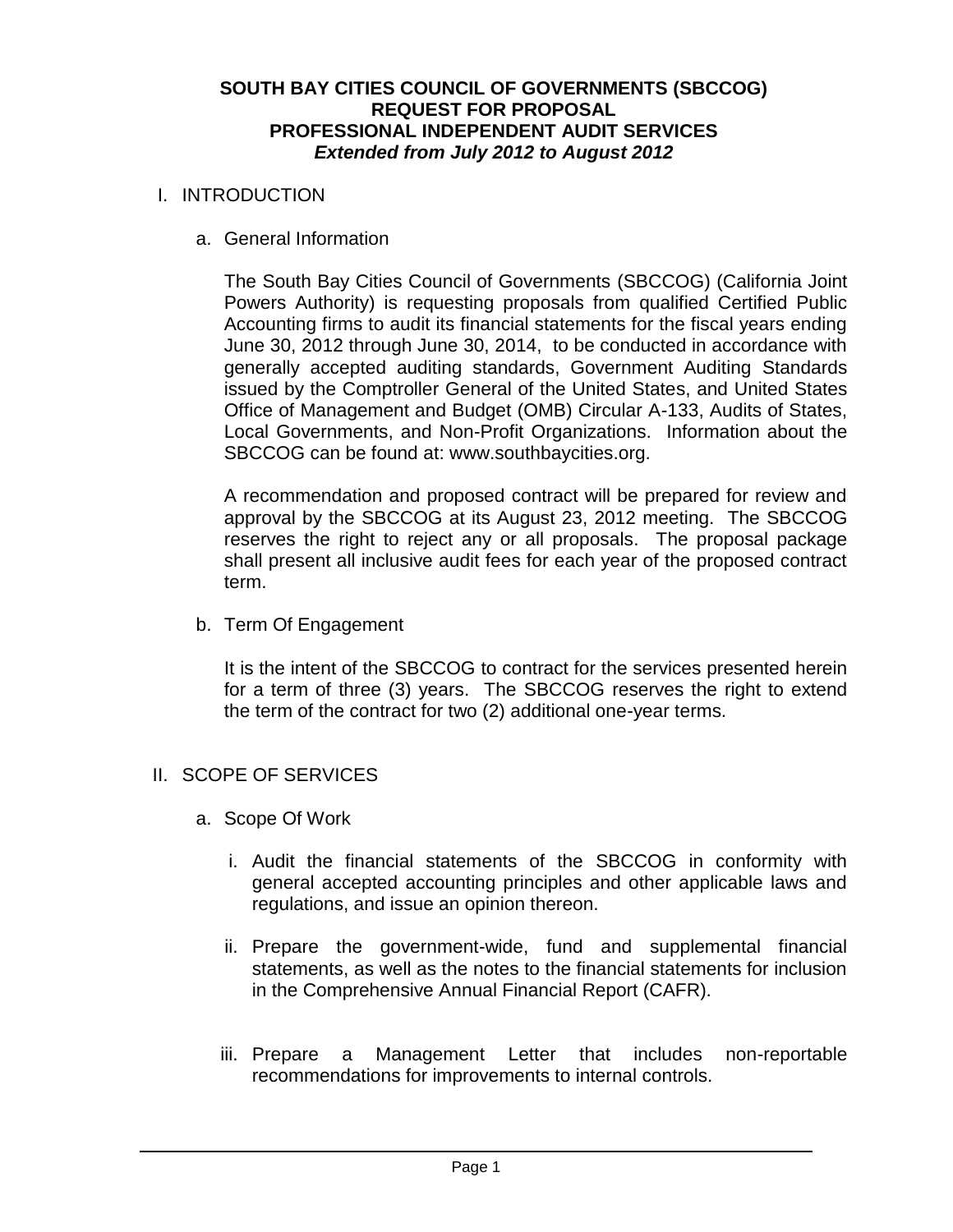# SOUTH BAY CITIES COUNCIL OF GOVERNMENTS (SBCCOG)
## REQUEST FOR PROPOSAL
## PROFESSIONAL INDEPENDENT AUDIT SERVICES
***Extended from July 2012 to August 2012***

## I. INTRODUCTION

### a. General Information

The South Bay Cities Council of Governments (SBCCOG) (California Joint Powers Authority) is requesting proposals from qualified Certified Public Accounting firms to audit its financial statements for the fiscal years ending June 30, 2012 through June 30, 2014, to be conducted in accordance with generally accepted auditing standards, Government Auditing Standards issued by the Comptroller General of the United States, and United States Office of Management and Budget (OMB) Circular A-133, Audits of States, Local Governments, and Non-Profit Organizations. Information about the SBCCOG can be found at: www.southbaycities.org.

A recommendation and proposed contract will be prepared for review and approval by the SBCCOG at its August 23, 2012 meeting. The SBCCOG reserves the right to reject any or all proposals. The proposal package shall present all inclusive audit fees for each year of the proposed contract term.

### b. Term Of Engagement

It is the intent of the SBCCOG to contract for the services presented herein for a term of three (3) years. The SBCCOG reserves the right to extend the term of the contract for two (2) additional one-year terms.

## II. SCOPE OF SERVICES

### a. Scope Of Work

i. Audit the financial statements of the SBCCOG in conformity with general accepted accounting principles and other applicable laws and regulations, and issue an opinion thereon.

ii. Prepare the government-wide, fund and supplemental financial statements, as well as the notes to the financial statements for inclusion in the Comprehensive Annual Financial Report (CAFR).

iii. Prepare a Management Letter that includes non-reportable recommendations for improvements to internal controls.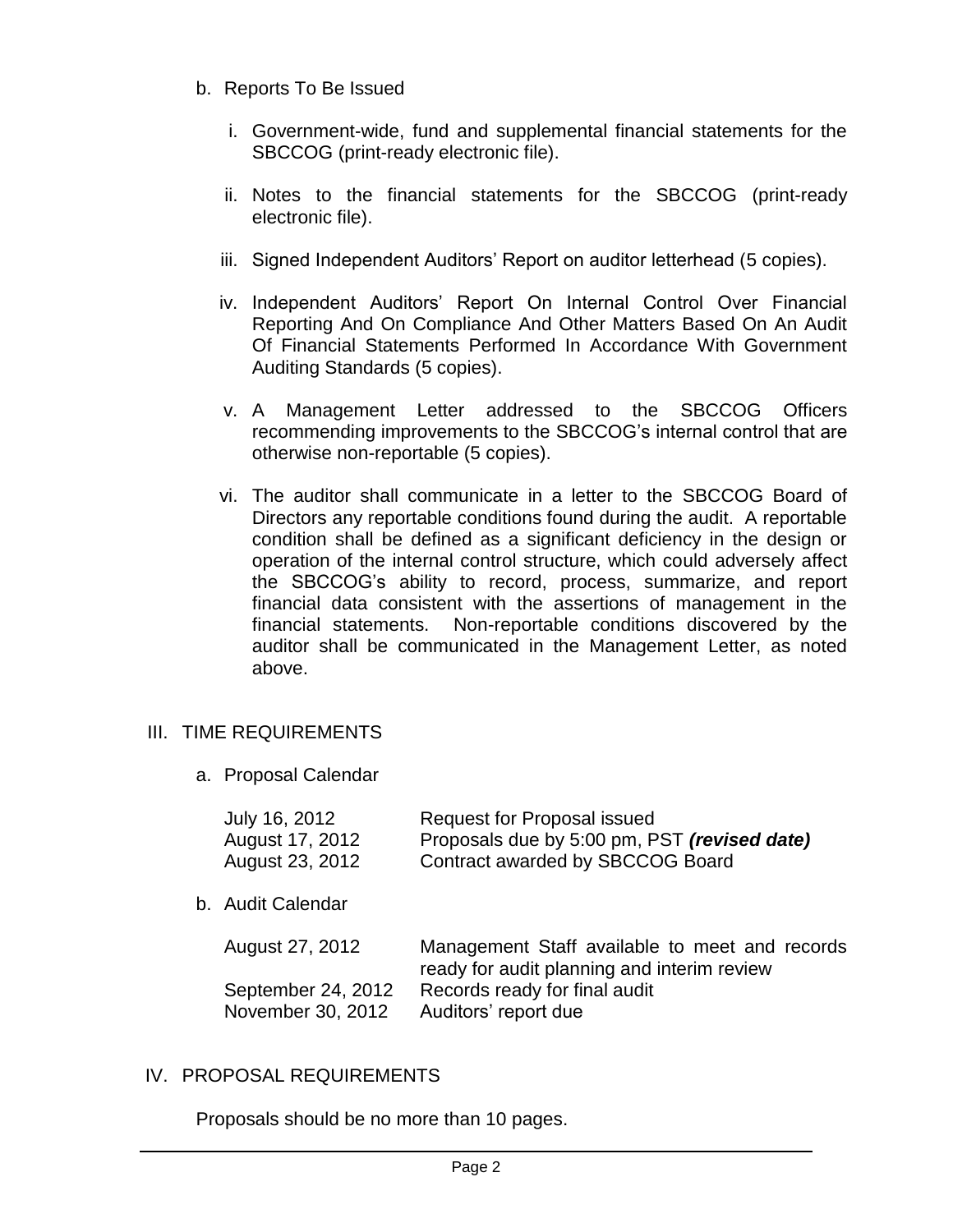b. Reports To Be Issued

   i. Government-wide, fund and supplemental financial statements for the SBCCOG (print-ready electronic file).

   ii. Notes to the financial statements for the SBCCOG (print-ready electronic file).

   iii. Signed Independent Auditors' Report on auditor letterhead (5 copies).

   iv. Independent Auditors' Report On Internal Control Over Financial Reporting And On Compliance And Other Matters Based On An Audit Of Financial Statements Performed In Accordance With Government Auditing Standards (5 copies).

   v. A Management Letter addressed to the SBCCOG Officers recommending improvements to the SBCCOG's internal control that are otherwise non-reportable (5 copies).

   vi. The auditor shall communicate in a letter to the SBCCOG Board of Directors any reportable conditions found during the audit. A reportable condition shall be defined as a significant deficiency in the design or operation of the internal control structure, which could adversely affect the SBCCOG's ability to record, process, summarize, and report financial data consistent with the assertions of management in the financial statements. Non-reportable conditions discovered by the auditor shall be communicated in the Management Letter, as noted above.

## III. TIME REQUIREMENTS

a. Proposal Calendar

| | |
|---|---|
| July 16, 2012 | Request for Proposal issued |
| August 17, 2012 | Proposals due by 5:00 pm, PST ***(revised date)*** |
| August 23, 2012 | Contract awarded by SBCCOG Board |

b. Audit Calendar

| | |
|---|---|
| August 27, 2012 | Management Staff available to meet and records ready for audit planning and interim review |
| September 24, 2012 | Records ready for final audit |
| November 30, 2012 | Auditors' report due |

## IV. PROPOSAL REQUIREMENTS

Proposals should be no more than 10 pages.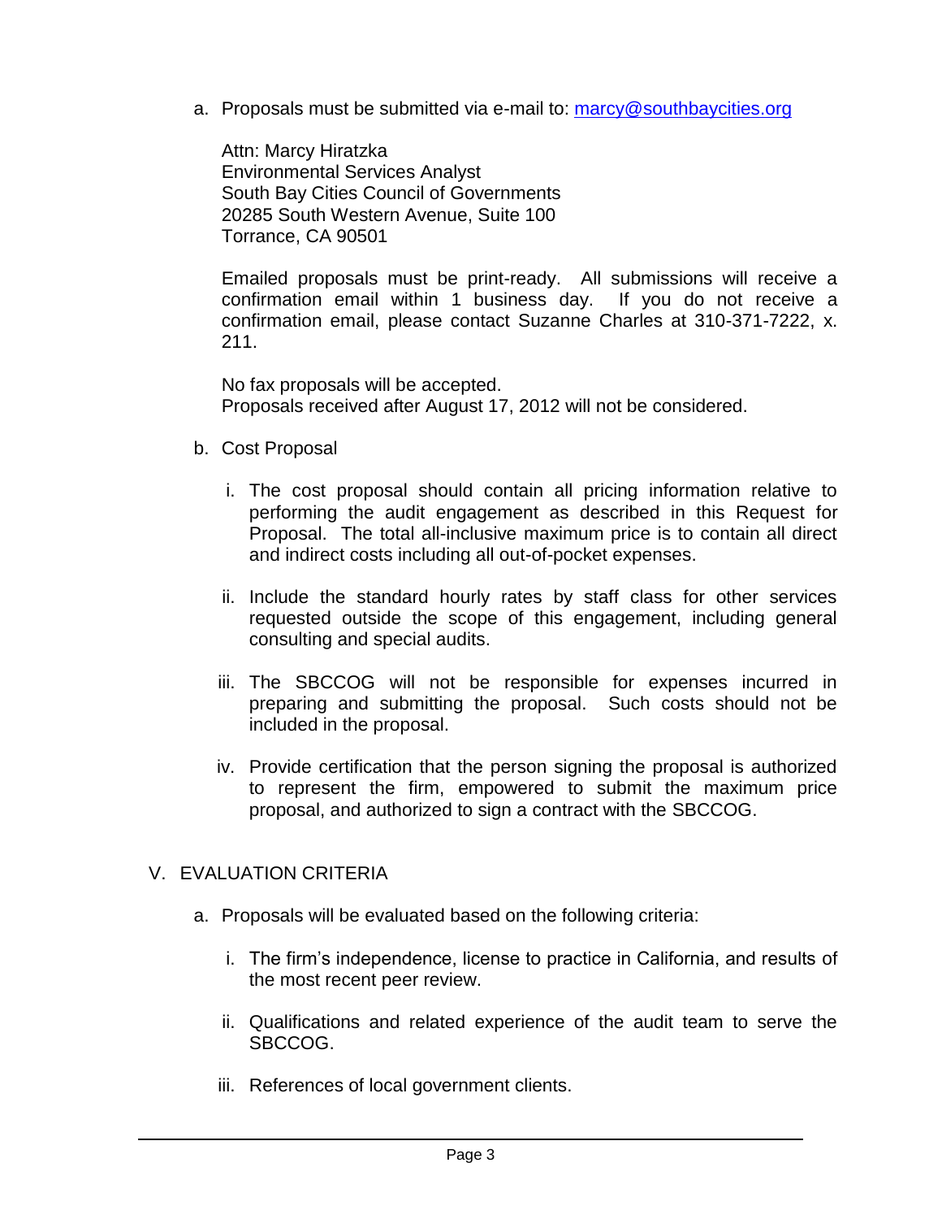a. Proposals must be submitted via e-mail to: [marcy@southbaycities.org](mailto:marcy@southbaycities.org)

   Attn: Marcy Hiratzka
   Environmental Services Analyst
   South Bay Cities Council of Governments
   20285 South Western Avenue, Suite 100
   Torrance, CA 90501

   Emailed proposals must be print-ready. All submissions will receive a confirmation email within 1 business day. If you do not receive a confirmation email, please contact Suzanne Charles at 310-371-7222, x. 211.

   No fax proposals will be accepted.
   Proposals received after August 17, 2012 will not be considered.

b. Cost Proposal

   i. The cost proposal should contain all pricing information relative to performing the audit engagement as described in this Request for Proposal. The total all-inclusive maximum price is to contain all direct and indirect costs including all out-of-pocket expenses.

   ii. Include the standard hourly rates by staff class for other services requested outside the scope of this engagement, including general consulting and special audits.

   iii. The SBCCOG will not be responsible for expenses incurred in preparing and submitting the proposal. Such costs should not be included in the proposal.

   iv. Provide certification that the person signing the proposal is authorized to represent the firm, empowered to submit the maximum price proposal, and authorized to sign a contract with the SBCCOG.

## V. EVALUATION CRITERIA

a. Proposals will be evaluated based on the following criteria:

   i. The firm's independence, license to practice in California, and results of the most recent peer review.

   ii. Qualifications and related experience of the audit team to serve the SBCCOG.

   iii. References of local government clients.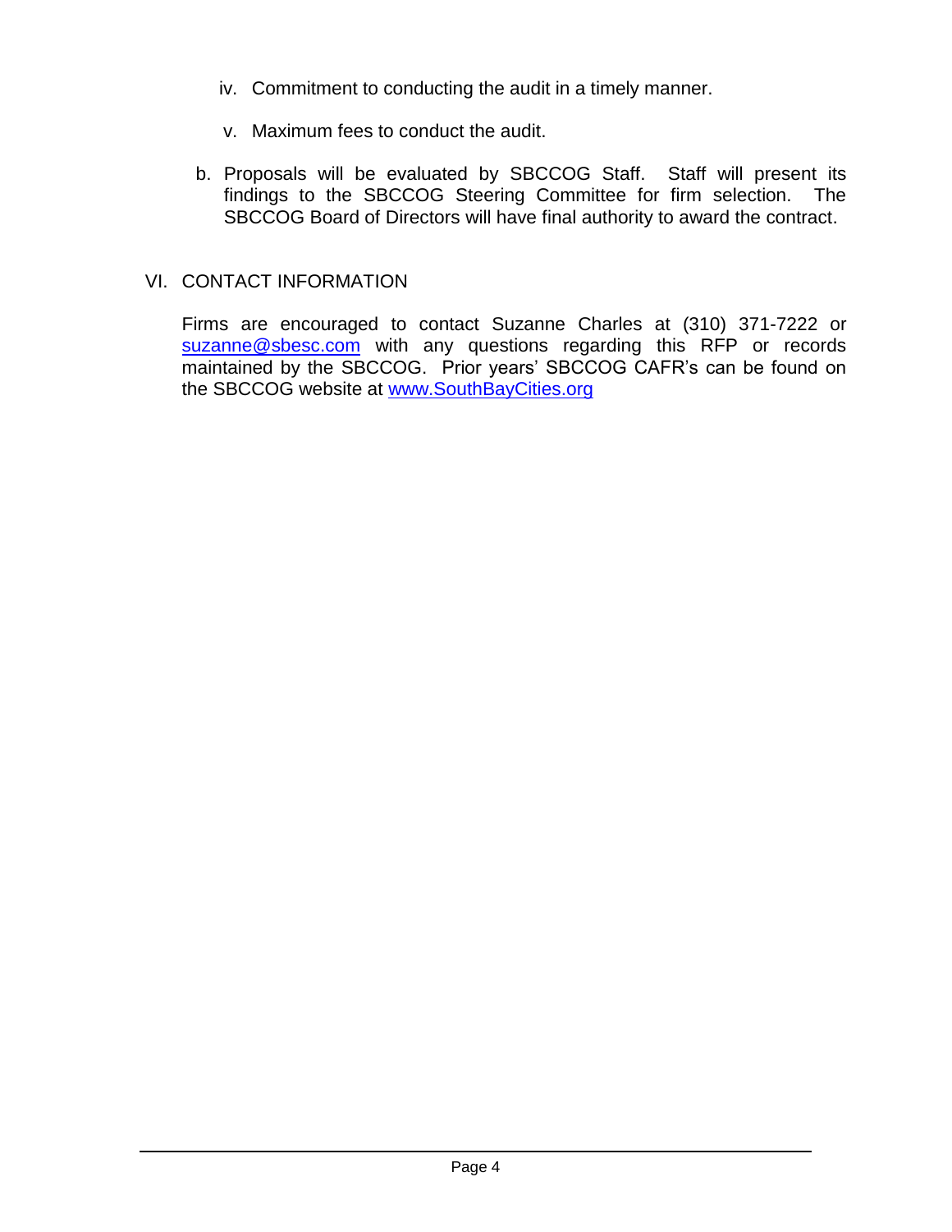iv. Commitment to conducting the audit in a timely manner.

v. Maximum fees to conduct the audit.

b. Proposals will be evaluated by SBCCOG Staff. Staff will present its findings to the SBCCOG Steering Committee for firm selection. The SBCCOG Board of Directors will have final authority to award the contract.

## VI. CONTACT INFORMATION

Firms are encouraged to contact Suzanne Charles at (310) 371-7222 or suzanne@sbesc.com with any questions regarding this RFP or records maintained by the SBCCOG. Prior years' SBCCOG CAFR's can be found on the SBCCOG website at www.SouthBayCities.org